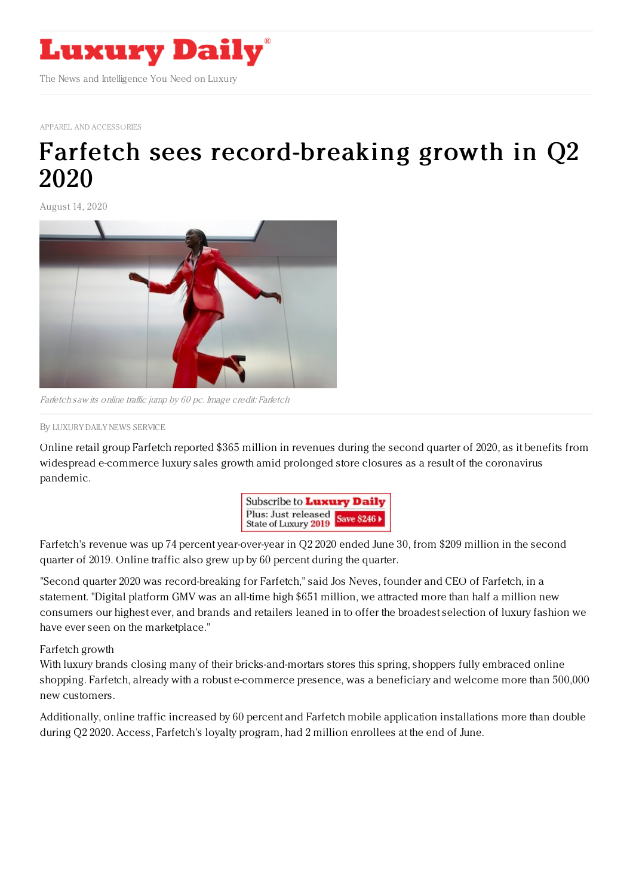# Luxury Daily

The News and Intelligence You Need on Luxury

APPAREL AND ACCESSORIES

# Farfetch sees record-breaking growth in Q2 2020

August 14, 2020

*Farfetch saw its online traffic jump by 60 pc. Image credit: Farfetch*

By LUXURY DAILY NEWS SERVICE

Online retail group Farfetch reported $365 million in revenues during the second quarter of 2020, as it benefits from widespread e-commerce luxury sales growth amid prolonged store closures as a result of the coronavirus pandemic.

Farfetch's revenue was up 74 percent year-over-year in Q2 2020 ended June 30, from $209 million in the second quarter of 2019. Online traffic also grew up by 60 percent during the quarter.

"Second quarter 2020 was record-breaking for Farfetch," said Jos Neves, founder and CEO of Farfetch, in a statement. "Digital platform GMV was an all-time high $651 million, we attracted more than half a million new consumers our highest ever, and brands and retailers leaned in to offer the broadest selection of luxury fashion we have ever seen on the marketplace."

Farfetch growth

With luxury brands closing many of their bricks-and-mortars stores this spring, shoppers fully embraced online shopping. Farfetch, already with a robust e-commerce presence, was a beneficiary and welcome more than 500,000 new customers.

Additionally, online traffic increased by 60 percent and Farfetch mobile application installations more than double during Q2 2020. Access, Farfetch's loyalty program, had 2 million enrollees at the end of June.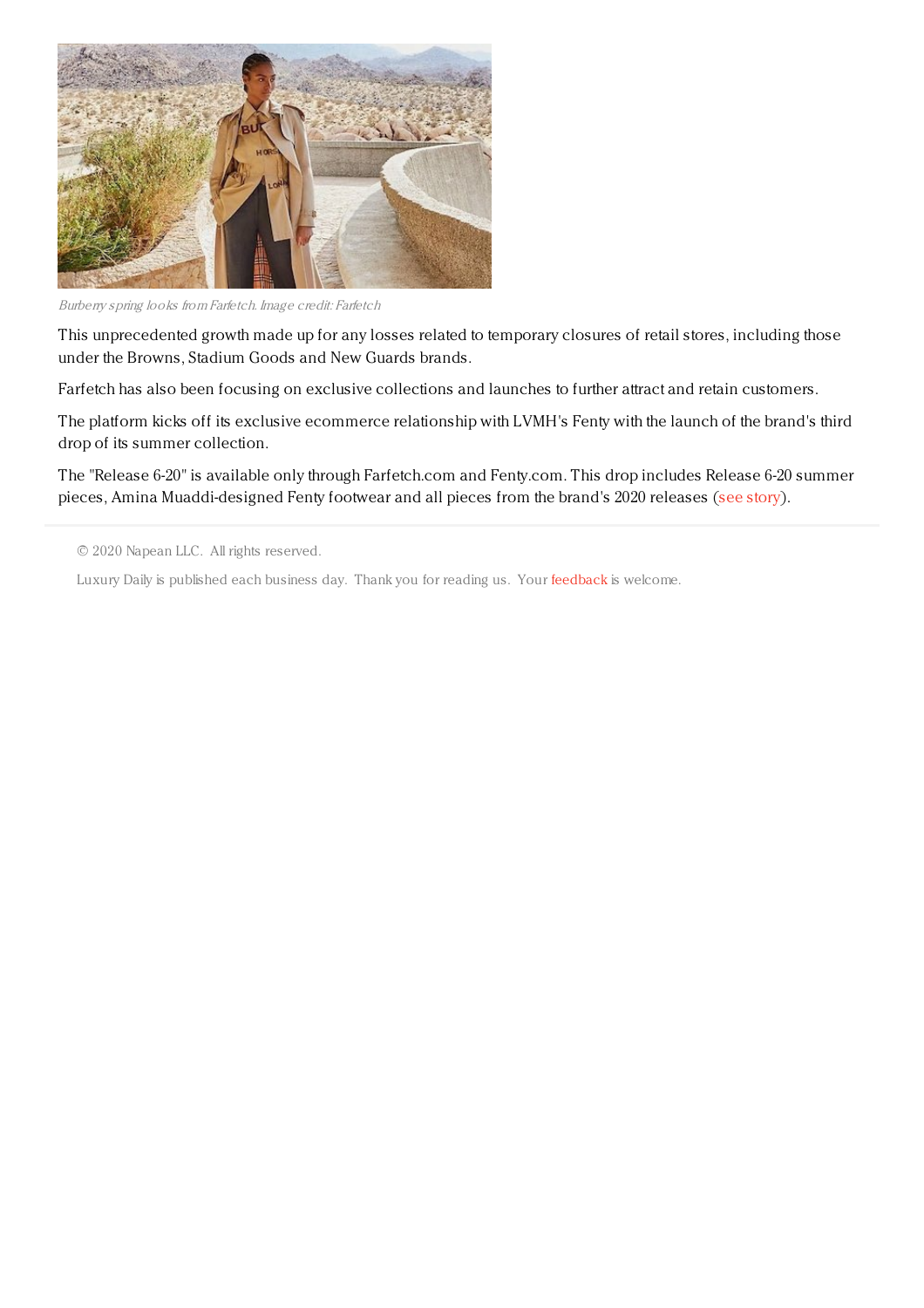*Burberry spring looks from Farfetch. Image credit: Farfetch*

This unprecedented growth made up for any losses related to temporary closures of retail stores, including those under the Browns, Stadium Goods and New Guards brands.

Farfetch has also been focusing on exclusive collections and launches to further attract and retain customers.

The platform kicks off its exclusive ecommerce relationship with LVMH's Fenty with the launch of the brand's third drop of its summer collection.

The "Release 6-20" is available only through Farfetch.com and Fenty.com. This drop includes Release 6-20 summer pieces, Amina Muaddi-designed Fenty footwear and all pieces from the brand's 2020 releases (see story).

© 2020 Napean LLC. All rights reserved.

Luxury Daily is published each business day. Thank you for reading us. Your feedback is welcome.